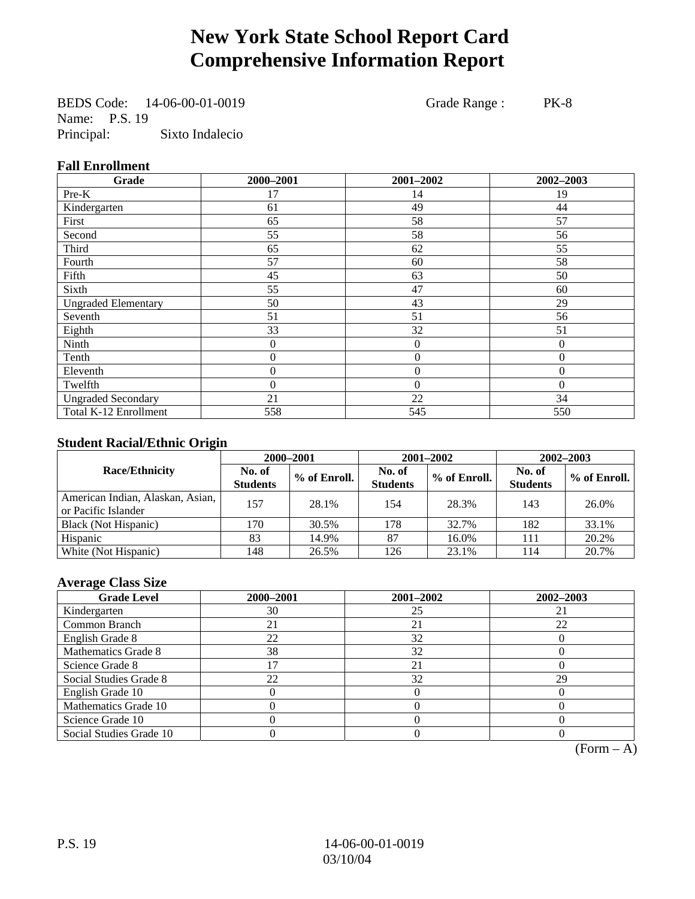# New York State School Report Card
# Comprehensive Information Report

BEDS Code: 14-06-00-01-0019 Grade Range : PK-8
Name: P.S. 19
Principal: Sixto Indalecio

### Fall Enrollment

| Grade | 2000–2001 | 2001–2002 | 2002–2003 |
|---|---|---|---|
| Pre-K | 17 | 14 | 19 |
| Kindergarten | 61 | 49 | 44 |
| First | 65 | 58 | 57 |
| Second | 55 | 58 | 56 |
| Third | 65 | 62 | 55 |
| Fourth | 57 | 60 | 58 |
| Fifth | 45 | 63 | 50 |
| Sixth | 55 | 47 | 60 |
| Ungraded Elementary | 50 | 43 | 29 |
| Seventh | 51 | 51 | 56 |
| Eighth | 33 | 32 | 51 |
| Ninth | 0 | 0 | 0 |
| Tenth | 0 | 0 | 0 |
| Eleventh | 0 | 0 | 0 |
| Twelfth | 0 | 0 | 0 |
| Ungraded Secondary | 21 | 22 | 34 |
| Total K-12 Enrollment | 558 | 545 | 550 |

### Student Racial/Ethnic Origin

| Race/Ethnicity | 2000–2001 | | 2001–2002 | | 2002–2003 | |
|---|---|---|---|---|---|---|
| | No. of Students | % of Enroll. | No. of Students | % of Enroll. | No. of Students | % of Enroll. |
| American Indian, Alaskan, Asian, or Pacific Islander | 157 | 28.1% | 154 | 28.3% | 143 | 26.0% |
| Black (Not Hispanic) | 170 | 30.5% | 178 | 32.7% | 182 | 33.1% |
| Hispanic | 83 | 14.9% | 87 | 16.0% | 111 | 20.2% |
| White (Not Hispanic) | 148 | 26.5% | 126 | 23.1% | 114 | 20.7% |

### Average Class Size

| Grade Level | 2000–2001 | 2001–2002 | 2002–2003 |
|---|---|---|---|
| Kindergarten | 30 | 25 | 21 |
| Common Branch | 21 | 21 | 22 |
| English Grade 8 | 22 | 32 | 0 |
| Mathematics Grade 8 | 38 | 32 | 0 |
| Science Grade 8 | 17 | 21 | 0 |
| Social Studies Grade 8 | 22 | 32 | 29 |
| English Grade 10 | 0 | 0 | 0 |
| Mathematics Grade 10 | 0 | 0 | 0 |
| Science Grade 10 | 0 | 0 | 0 |
| Social Studies Grade 10 | 0 | 0 | 0 |

(Form – A)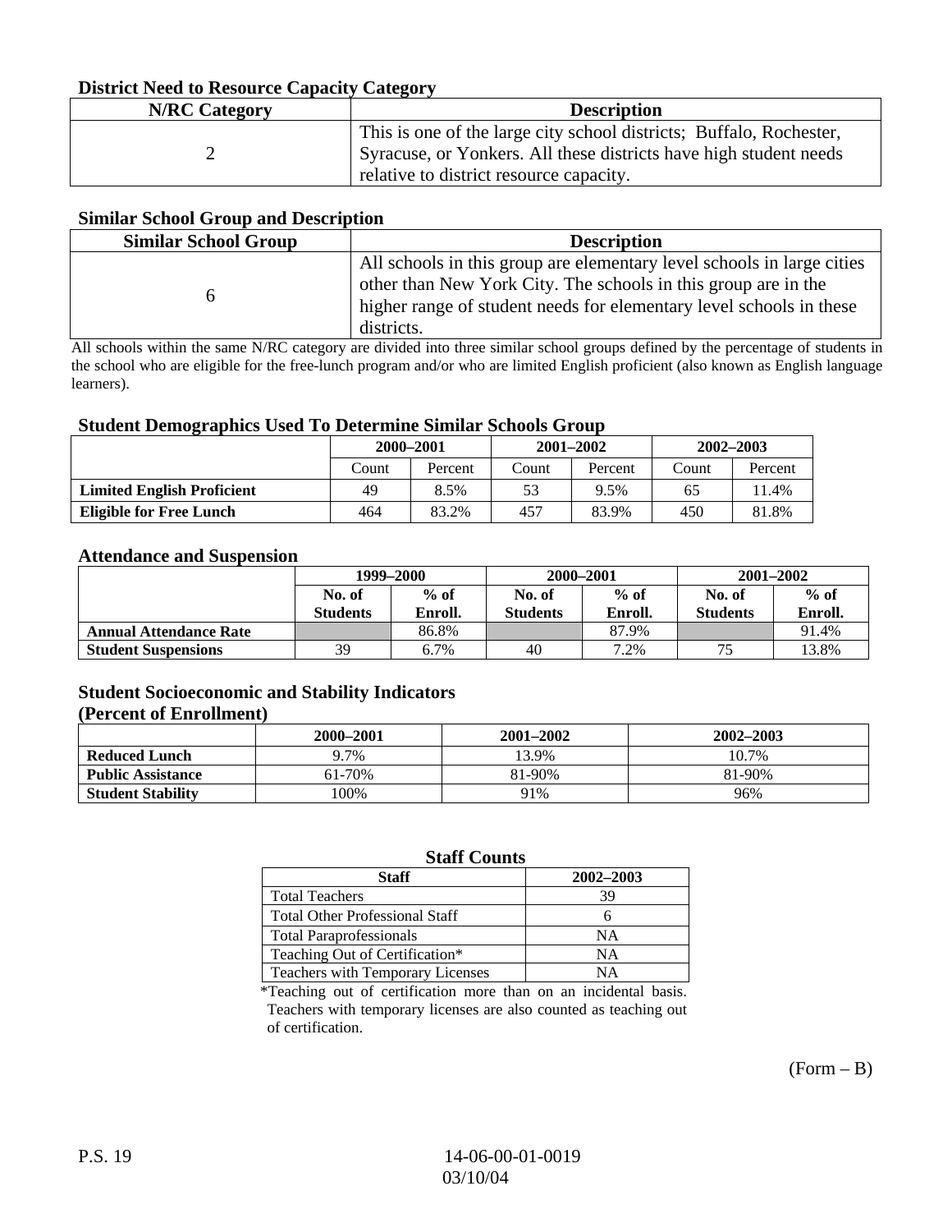### District Need to Resource Capacity Category

| N/RC Category | Description |
|---|---|
| 2 | This is one of the large city school districts; Buffalo, Rochester, Syracuse, or Yonkers. All these districts have high student needs relative to district resource capacity. |

### Similar School Group and Description

| Similar School Group | Description |
|---|---|
| 6 | All schools in this group are elementary level schools in large cities other than New York City. The schools in this group are in the higher range of student needs for elementary level schools in these districts. |

All schools within the same N/RC category are divided into three similar school groups defined by the percentage of students in the school who are eligible for the free-lunch program and/or who are limited English proficient (also known as English language learners).

### Student Demographics Used To Determine Similar Schools Group

| | 2000–2001 | | 2001–2002 | | 2002–2003 | |
|---|---|---|---|---|---|---|
| | Count | Percent | Count | Percent | Count | Percent |
| **Limited English Proficient** | 49 | 8.5% | 53 | 9.5% | 65 | 11.4% |
| **Eligible for Free Lunch** | 464 | 83.2% | 457 | 83.9% | 450 | 81.8% |

### Attendance and Suspension

| | 1999–2000 | | 2000–2001 | | 2001–2002 | |
|---|---|---|---|---|---|---|
| | No. of Students | % of Enroll. | No. of Students | % of Enroll. | No. of Students | % of Enroll. |
| **Annual Attendance Rate** | | 86.8% | | 87.9% | | 91.4% |
| **Student Suspensions** | 39 | 6.7% | 40 | 7.2% | 75 | 13.8% |

### Student Socioeconomic and Stability Indicators (Percent of Enrollment)

| | 2000–2001 | 2001–2002 | 2002–2003 |
|---|---|---|---|
| **Reduced Lunch** | 9.7% | 13.9% | 10.7% |
| **Public Assistance** | 61-70% | 81-90% | 81-90% |
| **Student Stability** | 100% | 91% | 96% |

### Staff Counts

| Staff | 2002–2003 |
|---|---|
| Total Teachers | 39 |
| Total Other Professional Staff | 6 |
| Total Paraprofessionals | NA |
| Teaching Out of Certification* | NA |
| Teachers with Temporary Licenses | NA |

*Teaching out of certification more than on an incidental basis. Teachers with temporary licenses are also counted as teaching out of certification.

(Form – B)

P.S. 19 14-06-00-01-0019 03/10/04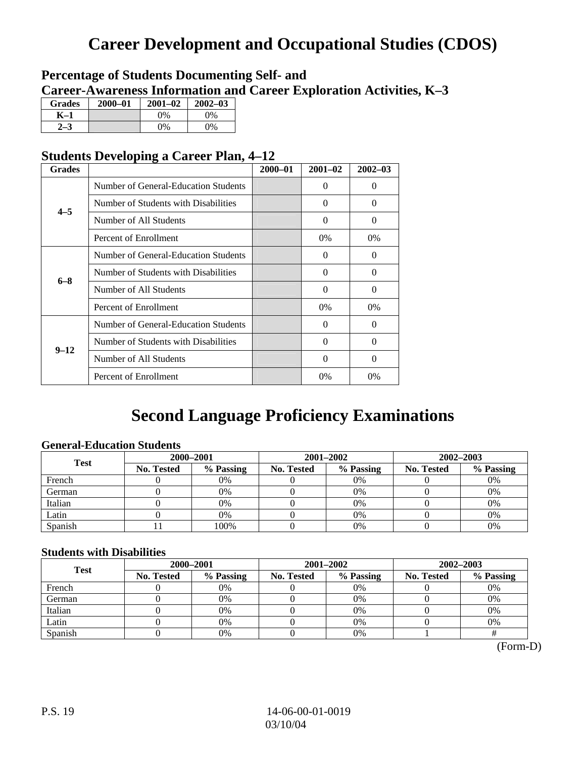# Career Development and Occupational Studies (CDOS)

## Percentage of Students Documenting Self- and Career-Awareness Information and Career Exploration Activities, K–3

| Grades | 2000–01 | 2001–02 | 2002–03 |
|---|---|---|---|
| K–1 | | 0% | 0% |
| 2–3 | | 0% | 0% |

## Students Developing a Career Plan, 4–12

| Grades | | 2000–01 | 2001–02 | 2002–03 |
|---|---|---|---|---|
| 4–5 | Number of General-Education Students | | 0 | 0 |
| | Number of Students with Disabilities | | 0 | 0 |
| | Number of All Students | | 0 | 0 |
| | Percent of Enrollment | | 0% | 0% |
| 6–8 | Number of General-Education Students | | 0 | 0 |
| | Number of Students with Disabilities | | 0 | 0 |
| | Number of All Students | | 0 | 0 |
| | Percent of Enrollment | | 0% | 0% |
| 9–12 | Number of General-Education Students | | 0 | 0 |
| | Number of Students with Disabilities | | 0 | 0 |
| | Number of All Students | | 0 | 0 |
| | Percent of Enrollment | | 0% | 0% |

# Second Language Proficiency Examinations

### General-Education Students

| Test | 2000–2001 | | 2001–2002 | | 2002–2003 | |
|---|---|---|---|---|---|---|
| | No. Tested | % Passing | No. Tested | % Passing | No. Tested | % Passing |
| French | 0 | 0% | 0 | 0% | 0 | 0% |
| German | 0 | 0% | 0 | 0% | 0 | 0% |
| Italian | 0 | 0% | 0 | 0% | 0 | 0% |
| Latin | 0 | 0% | 0 | 0% | 0 | 0% |
| Spanish | 11 | 100% | 0 | 0% | 0 | 0% |

### Students with Disabilities

| Test | 2000–2001 | | 2001–2002 | | 2002–2003 | |
|---|---|---|---|---|---|---|
| | No. Tested | % Passing | No. Tested | % Passing | No. Tested | % Passing |
| French | 0 | 0% | 0 | 0% | 0 | 0% |
| German | 0 | 0% | 0 | 0% | 0 | 0% |
| Italian | 0 | 0% | 0 | 0% | 0 | 0% |
| Latin | 0 | 0% | 0 | 0% | 0 | 0% |
| Spanish | 0 | 0% | 0 | 0% | 1 | # |

(Form-D)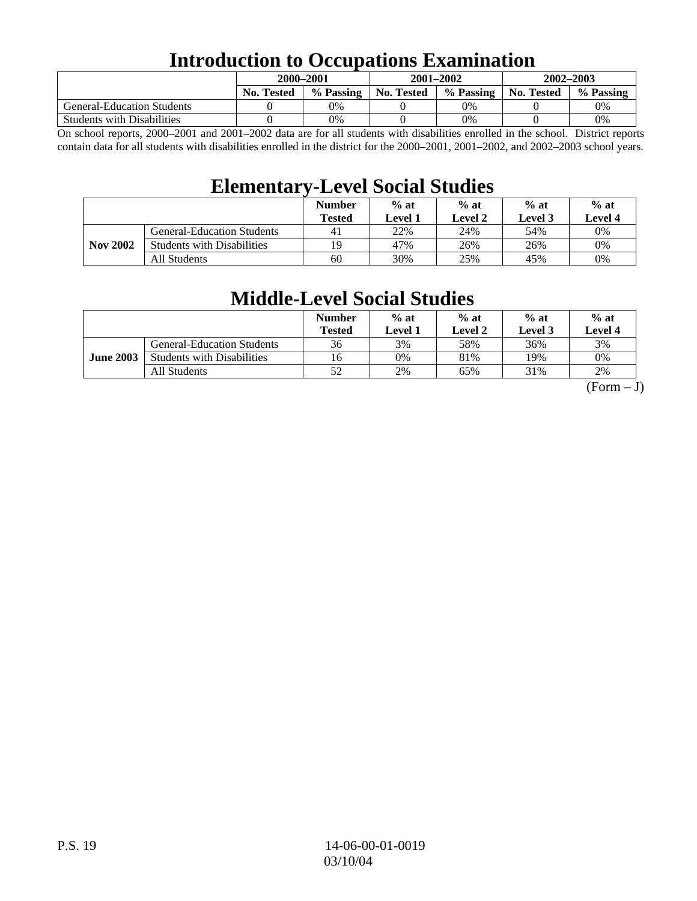# Introduction to Occupations Examination

| | 2000–2001 | | 2001–2002 | | 2002–2003 | |
|---|---|---|---|---|---|---|
| | No. Tested | % Passing | No. Tested | % Passing | No. Tested | % Passing |
| General-Education Students | 0 | 0% | 0 | 0% | 0 | 0% |
| Students with Disabilities | 0 | 0% | 0 | 0% | 0 | 0% |

On school reports, 2000–2001 and 2001–2002 data are for all students with disabilities enrolled in the school. District reports contain data for all students with disabilities enrolled in the district for the 2000–2001, 2001–2002, and 2002–2003 school years.

# Elementary-Level Social Studies

| | | Number Tested | % at Level 1 | % at Level 2 | % at Level 3 | % at Level 4 |
|---|---|---|---|---|---|---|
| Nov 2002 | General-Education Students | 41 | 22% | 24% | 54% | 0% |
| | Students with Disabilities | 19 | 47% | 26% | 26% | 0% |
| | All Students | 60 | 30% | 25% | 45% | 0% |

# Middle-Level Social Studies

| | | Number Tested | % at Level 1 | % at Level 2 | % at Level 3 | % at Level 4 |
|---|---|---|---|---|---|---|
| June 2003 | General-Education Students | 36 | 3% | 58% | 36% | 3% |
| | Students with Disabilities | 16 | 0% | 81% | 19% | 0% |
| | All Students | 52 | 2% | 65% | 31% | 2% |

(Form – J)